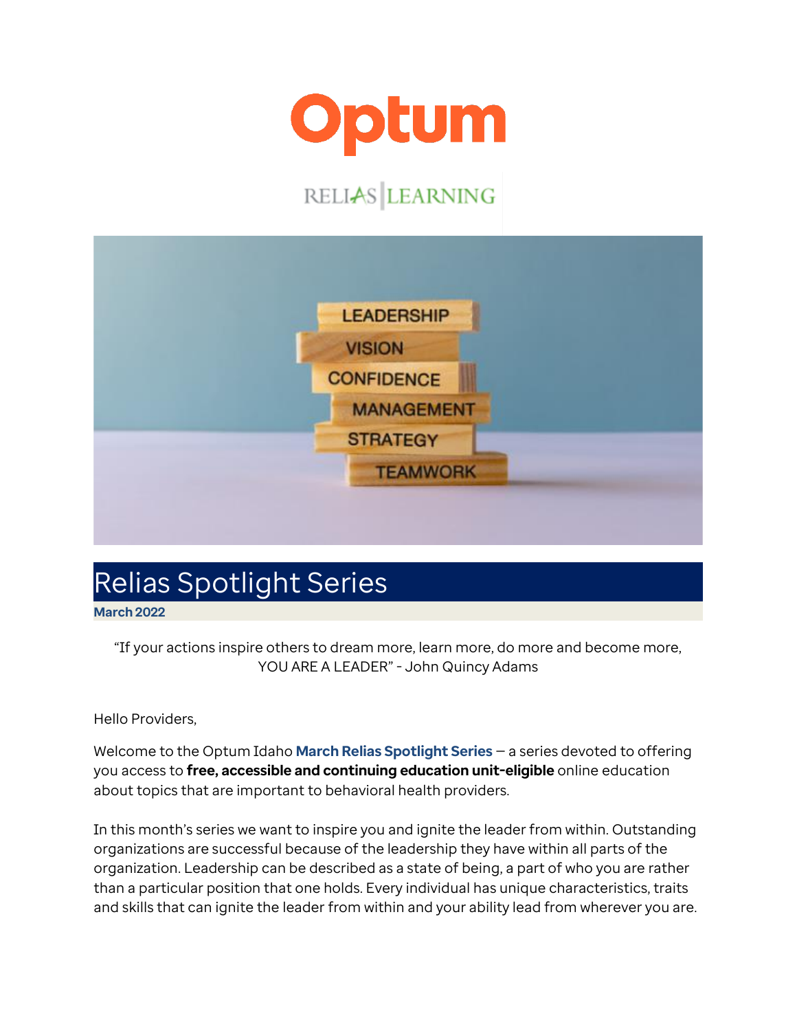Optum

RELIAS | LEARNING

# Relias Spotlight Series

**March 2022**

"If your actions inspire others to dream more, learn more, do more and become more, YOU ARE A LEADER" - John Quincy Adams

Hello Providers,

Welcome to the Optum Idaho **March Relias Spotlight Series** – a series devoted to offering you access to **free, accessible and continuing education unit-eligible** online education about topics that are important to behavioral health providers.

In this month's series we want to inspire you and ignite the leader from within. Outstanding organizations are successful because of the leadership they have within all parts of the organization. Leadership can be described as a state of being, a part of who you are rather than a particular position that one holds. Every individual has unique characteristics, traits and skills that can ignite the leader from within and your ability lead from wherever you are.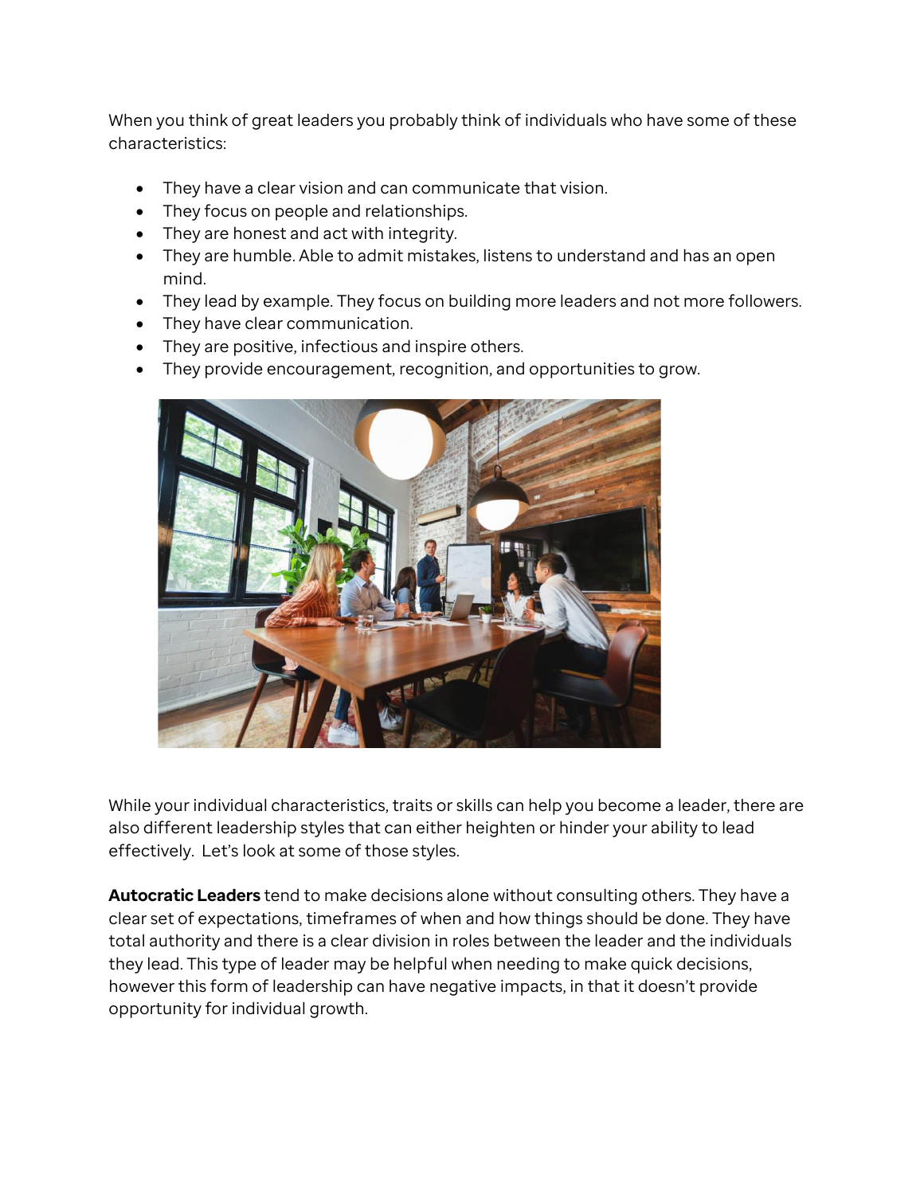When you think of great leaders you probably think of individuals who have some of these characteristics:

- They have a clear vision and can communicate that vision.
- They focus on people and relationships.
- They are honest and act with integrity.
- They are humble. Able to admit mistakes, listens to understand and has an open mind.
- They lead by example. They focus on building more leaders and not more followers.
- They have clear communication.
- They are positive, infectious and inspire others.
- They provide encouragement, recognition, and opportunities to grow.

While your individual characteristics, traits or skills can help you become a leader, there are also different leadership styles that can either heighten or hinder your ability to lead effectively. Let's look at some of those styles.

**Autocratic Leaders** tend to make decisions alone without consulting others. They have a clear set of expectations, timeframes of when and how things should be done. They have total authority and there is a clear division in roles between the leader and the individuals they lead. This type of leader may be helpful when needing to make quick decisions, however this form of leadership can have negative impacts, in that it doesn't provide opportunity for individual growth.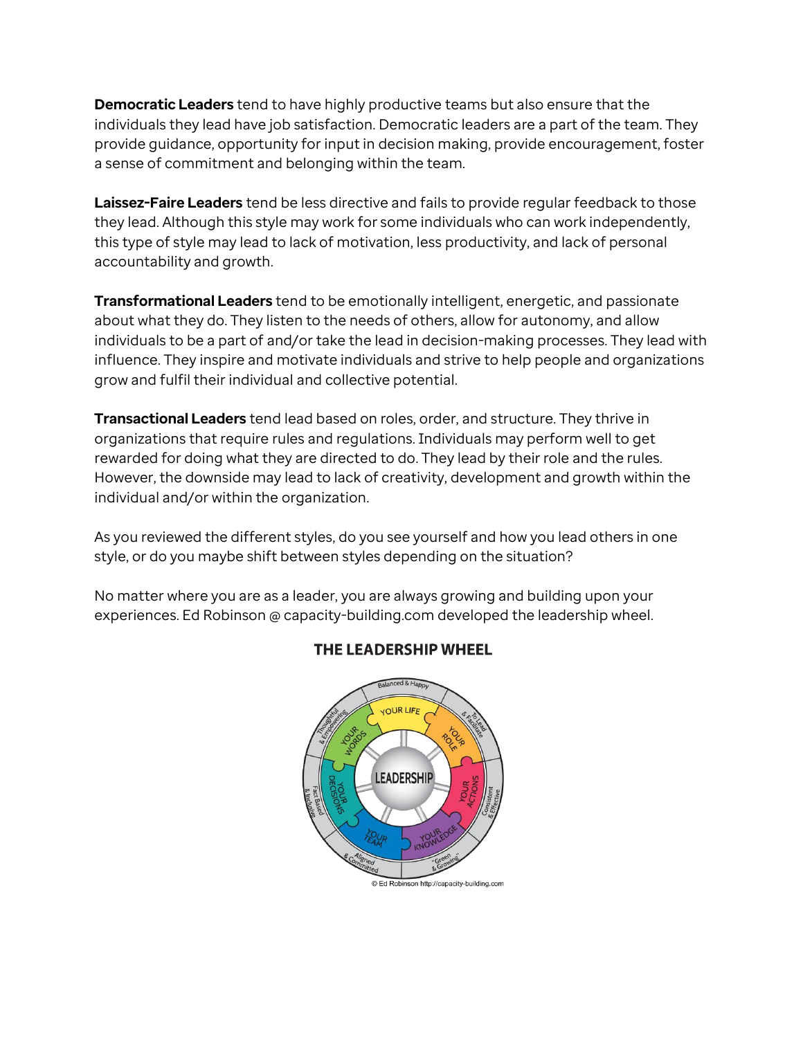**Democratic Leaders** tend to have highly productive teams but also ensure that the individuals they lead have job satisfaction. Democratic leaders are a part of the team. They provide guidance, opportunity for input in decision making, provide encouragement, foster a sense of commitment and belonging within the team.

**Laissez-Faire Leaders** tend be less directive and fails to provide regular feedback to those they lead. Although this style may work for some individuals who can work independently, this type of style may lead to lack of motivation, less productivity, and lack of personal accountability and growth.

**Transformational Leaders** tend to be emotionally intelligent, energetic, and passionate about what they do. They listen to the needs of others, allow for autonomy, and allow individuals to be a part of and/or take the lead in decision-making processes. They lead with influence. They inspire and motivate individuals and strive to help people and organizations grow and fulfil their individual and collective potential.

**Transactional Leaders** tend lead based on roles, order, and structure. They thrive in organizations that require rules and regulations. Individuals may perform well to get rewarded for doing what they are directed to do. They lead by their role and the rules. However, the downside may lead to lack of creativity, development and growth within the individual and/or within the organization.

As you reviewed the different styles, do you see yourself and how you lead others in one style, or do you maybe shift between styles depending on the situation?

No matter where you are as a leader, you are always growing and building upon your experiences. Ed Robinson @ capacity-building.com developed the leadership wheel.

**THE LEADERSHIP WHEEL**

© Ed Robinson http://capacity-building.com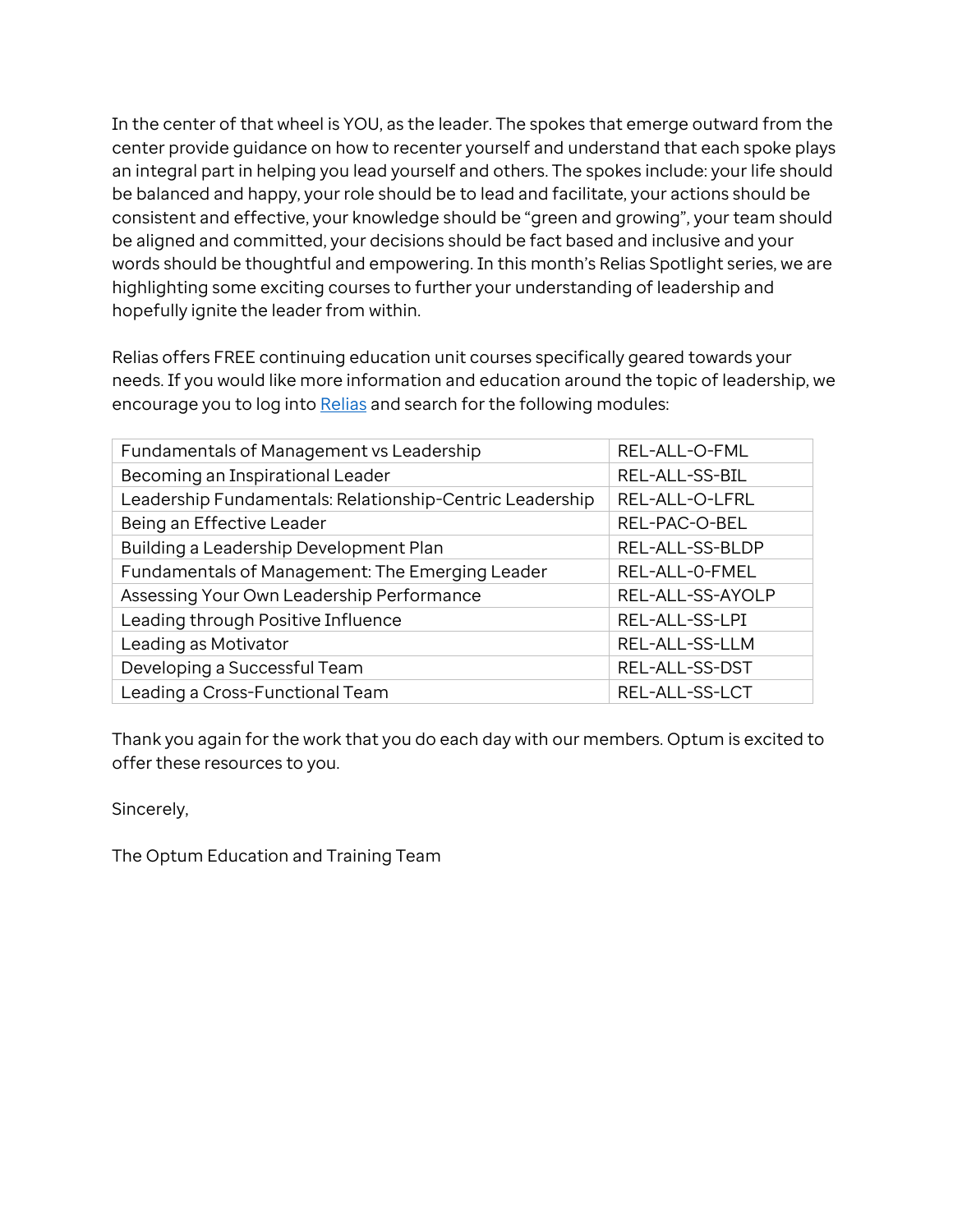In the center of that wheel is YOU, as the leader. The spokes that emerge outward from the center provide guidance on how to recenter yourself and understand that each spoke plays an integral part in helping you lead yourself and others. The spokes include: your life should be balanced and happy, your role should be to lead and facilitate, your actions should be consistent and effective, your knowledge should be "green and growing", your team should be aligned and committed, your decisions should be fact based and inclusive and your words should be thoughtful and empowering. In this month's Relias Spotlight series, we are highlighting some exciting courses to further your understanding of leadership and hopefully ignite the leader from within.

Relias offers FREE continuing education unit courses specifically geared towards your needs. If you would like more information and education around the topic of leadership, we encourage you to log into [Relias](#) and search for the following modules:

| | |
|---|---|
| Fundamentals of Management vs Leadership | REL-ALL-O-FML |
| Becoming an Inspirational Leader | REL-ALL-SS-BIL |
| Leadership Fundamentals: Relationship-Centric Leadership | REL-ALL-O-LFRL |
| Being an Effective Leader | REL-PAC-O-BEL |
| Building a Leadership Development Plan | REL-ALL-SS-BLDP |
| Fundamentals of Management: The Emerging Leader | REL-ALL-0-FMEL |
| Assessing Your Own Leadership Performance | REL-ALL-SS-AYOLP |
| Leading through Positive Influence | REL-ALL-SS-LPI |
| Leading as Motivator | REL-ALL-SS-LLM |
| Developing a Successful Team | REL-ALL-SS-DST |
| Leading a Cross-Functional Team | REL-ALL-SS-LCT |

Thank you again for the work that you do each day with our members. Optum is excited to offer these resources to you.

Sincerely,

The Optum Education and Training Team